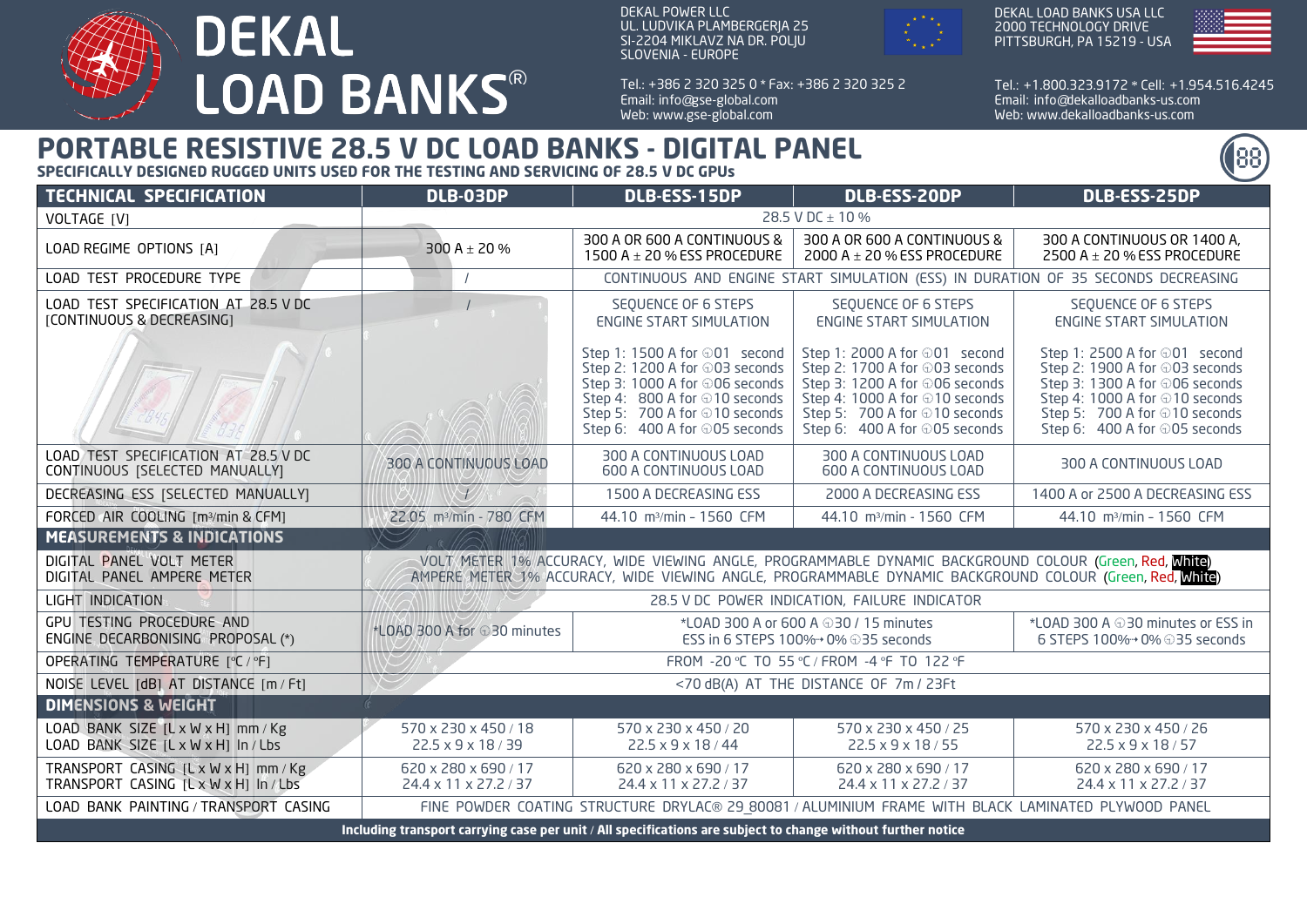# DEKAL LOAD BANKS®

DEKAL POWER LLC
UL. LUDVIKA PLAMBERGERJA 25
SI-2204 MIKLAVZ NA DR. POLJU
SLOVENIA - EUROPE

Tel.: +386 2 320 325 0 * Fax: +386 2 320 325 2
Email: info@gse-global.com
Web: www.gse-global.com

DEKAL LOAD BANKS USA LLC
2000 TECHNOLOGY DRIVE
PITTSBURGH, PA 15219 - USA

Tel.: +1.800.323.9172 * Cell: +1.954.516.4245
Email: info@dekalloadbanks-us.com
Web: www.dekalloadbanks-us.com

## PORTABLE RESISTIVE 28.5 V DC LOAD BANKS - DIGITAL PANEL

**SPECIFICALLY DESIGNED RUGGED UNITS USED FOR THE TESTING AND SERVICING OF 28.5 V DC GPUs**

| TECHNICAL SPECIFICATION | DLB-03DP | DLB-ESS-15DP | DLB-ESS-20DP | DLB-ESS-25DP |
|---|---|---|---|---|
| VOLTAGE [V] | 28.5 V DC ± 10 % | | | |
| LOAD REGIME OPTIONS [A] | 300 A ± 20 % | 300 A OR 600 A CONTINUOUS & 1500 A ± 20 % ESS PROCEDURE | 300 A OR 600 A CONTINUOUS & 2000 A ± 20 % ESS PROCEDURE | 300 A CONTINUOUS OR 1400 A, 2500 A ± 20 % ESS PROCEDURE |
| LOAD TEST PROCEDURE TYPE | / | CONTINUOUS AND ENGINE START SIMULATION (ESS) IN DURATION OF 35 SECONDS DECREASING | | |
| LOAD TEST SPECIFICATION AT 28.5 V DC [CONTINUOUS & DECREASING] | / | SEQUENCE OF 6 STEPS ENGINE START SIMULATION<br>Step 1: 1500 A for 01 second<br>Step 2: 1200 A for 03 seconds<br>Step 3: 1000 A for 06 seconds<br>Step 4: 800 A for 10 seconds<br>Step 5: 700 A for 10 seconds<br>Step 6: 400 A for 05 seconds | SEQUENCE OF 6 STEPS ENGINE START SIMULATION<br>Step 1: 2000 A for 01 second<br>Step 2: 1700 A for 03 seconds<br>Step 3: 1200 A for 06 seconds<br>Step 4: 1000 A for 10 seconds<br>Step 5: 700 A for 10 seconds<br>Step 6: 400 A for 05 seconds | SEQUENCE OF 6 STEPS ENGINE START SIMULATION<br>Step 1: 2500 A for 01 second<br>Step 2: 1900 A for 03 seconds<br>Step 3: 1300 A for 06 seconds<br>Step 4: 1000 A for 10 seconds<br>Step 5: 700 A for 10 seconds<br>Step 6: 400 A for 05 seconds |
| LOAD TEST SPECIFICATION AT 28.5 V DC CONTINUOUS [SELECTED MANUALLY] | 300 A CONTINUOUS LOAD | 300 A CONTINUOUS LOAD<br>600 A CONTINUOUS LOAD | 300 A CONTINUOUS LOAD<br>600 A CONTINUOUS LOAD | 300 A CONTINUOUS LOAD |
| DECREASING ESS [SELECTED MANUALLY] | / | 1500 A DECREASING ESS | 2000 A DECREASING ESS | 1400 A or 2500 A DECREASING ESS |
| FORCED AIR COOLING [m³/min & CFM] | 22.05 m³/min - 780 CFM | 44.10 m³/min - 1560 CFM | 44.10 m³/min - 1560 CFM | 44.10 m³/min - 1560 CFM |
| **MEASUREMENTS & INDICATIONS** | | | | |
| DIGITAL PANEL VOLT METER<br>DIGITAL PANEL AMPERE METER | VOLT METER 1% ACCURACY, WIDE VIEWING ANGLE, PROGRAMMABLE DYNAMIC BACKGROUND COLOUR (Green, Red, White)<br>AMPERE METER 1% ACCURACY, WIDE VIEWING ANGLE, PROGRAMMABLE DYNAMIC BACKGROUND COLOUR (Green, Red, White) | | | |
| LIGHT INDICATION | 28.5 V DC POWER INDICATION, FAILURE INDICATOR | | | |
| GPU TESTING PROCEDURE AND ENGINE DECARBONISING PROPOSAL (*) | *LOAD 300 A for 30 minutes | *LOAD 300 A or 600 A 30 / 15 minutes<br>ESS in 6 STEPS 100%→0% 35 seconds | | *LOAD 300 A 30 minutes or ESS in 6 STEPS 100%→0% 35 seconds |
| OPERATING TEMPERATURE [°C / °F] | FROM -20 °C TO 55 °C / FROM -4 °F TO 122 °F | | | |
| NOISE LEVEL [dB] AT DISTANCE [m / Ft] | <70 dB(A) AT THE DISTANCE OF 7m / 23Ft | | | |
| **DIMENSIONS & WEIGHT** | | | | |
| LOAD BANK SIZE [L x W x H] mm / Kg<br>LOAD BANK SIZE [L x W x H] In / Lbs | 570 x 230 x 450 / 18<br>22.5 x 9 x 18 / 39 | 570 x 230 x 450 / 20<br>22.5 x 9 x 18 / 44 | 570 x 230 x 450 / 25<br>22.5 x 9 x 18 / 55 | 570 x 230 x 450 / 26<br>22.5 x 9 x 18 / 57 |
| TRANSPORT CASING [L x W x H] mm / Kg<br>TRANSPORT CASING [L x W x H] In / Lbs | 620 x 280 x 690 / 17<br>24.4 x 11 x 27.2 / 37 | 620 x 280 x 690 / 17<br>24.4 x 11 x 27.2 / 37 | 620 x 280 x 690 / 17<br>24.4 x 11 x 27.2 / 37 | 620 x 280 x 690 / 17<br>24.4 x 11 x 27.2 / 37 |
| LOAD BANK PAINTING / TRANSPORT CASING | FINE POWDER COATING STRUCTURE DRYLAC® 29_80081 / ALUMINIUM FRAME WITH BLACK LAMINATED PLYWOOD PANEL | | | |

**Including transport carrying case per unit / All specifications are subject to change without further notice**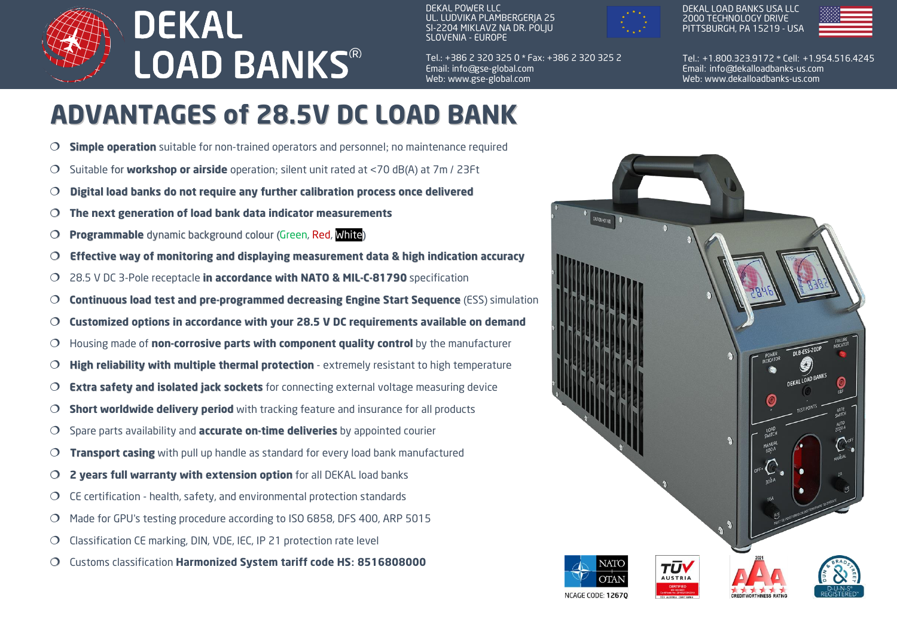DEKAL LOAD BANKS®

DEKAL POWER LLC
UL. LUDVIKA PLAMBERGERJA 25
SI-2204 MIKLAVZ NA DR. POLJU
SLOVENIA - EUROPE

Tel.: +386 2 320 325 0 * Fax: +386 2 320 325 2
Email: info@gse-global.com
Web: www.gse-global.com

DEKAL LOAD BANKS USA LLC
2000 TECHNOLOGY DRIVE
PITTSBURGH, PA 15219 - USA

Tel.: +1.800.323.9172 * Cell: +1.954.516.4245
Email: info@dekalloadbanks-us.com
Web: www.dekalloadbanks-us.com

# ADVANTAGES of 28.5V DC LOAD BANK

- **Simple operation** suitable for non-trained operators and personnel; no maintenance required
- Suitable for **workshop or airside** operation; silent unit rated at <70 dB(A) at 7m / 23Ft
- **Digital load banks do not require any further calibration process once delivered**
- **The next generation of load bank data indicator measurements**
- **Programmable** dynamic background colour (Green, Red, White)
- **Effective way of monitoring and displaying measurement data & high indication accuracy**
- 28.5 V DC 3-Pole receptacle **in accordance with NATO & MIL-C-81790** specification
- **Continuous load test and pre-programmed decreasing Engine Start Sequence** (ESS) simulation
- **Customized options in accordance with your 28.5 V DC requirements available on demand**
- Housing made of **non-corrosive parts with component quality control** by the manufacturer
- **High reliability with multiple thermal protection** - extremely resistant to high temperature
- **Extra safety and isolated jack sockets** for connecting external voltage measuring device
- **Short worldwide delivery period** with tracking feature and insurance for all products
- Spare parts availability and **accurate on-time deliveries** by appointed courier
- **Transport casing** with pull up handle as standard for every load bank manufactured
- **2 years full warranty with extension option** for all DEKAL load banks
- CE certification - health, safety, and environmental protection standards
- Made for GPU's testing procedure according to ISO 6858, DFS 400, ARP 5015
- Classification CE marking, DIN, VDE, IEC, IP 21 protection rate level
- Customs classification **Harmonized System tariff code HS: 8516808000**

NCAGE CODE: 1267Q